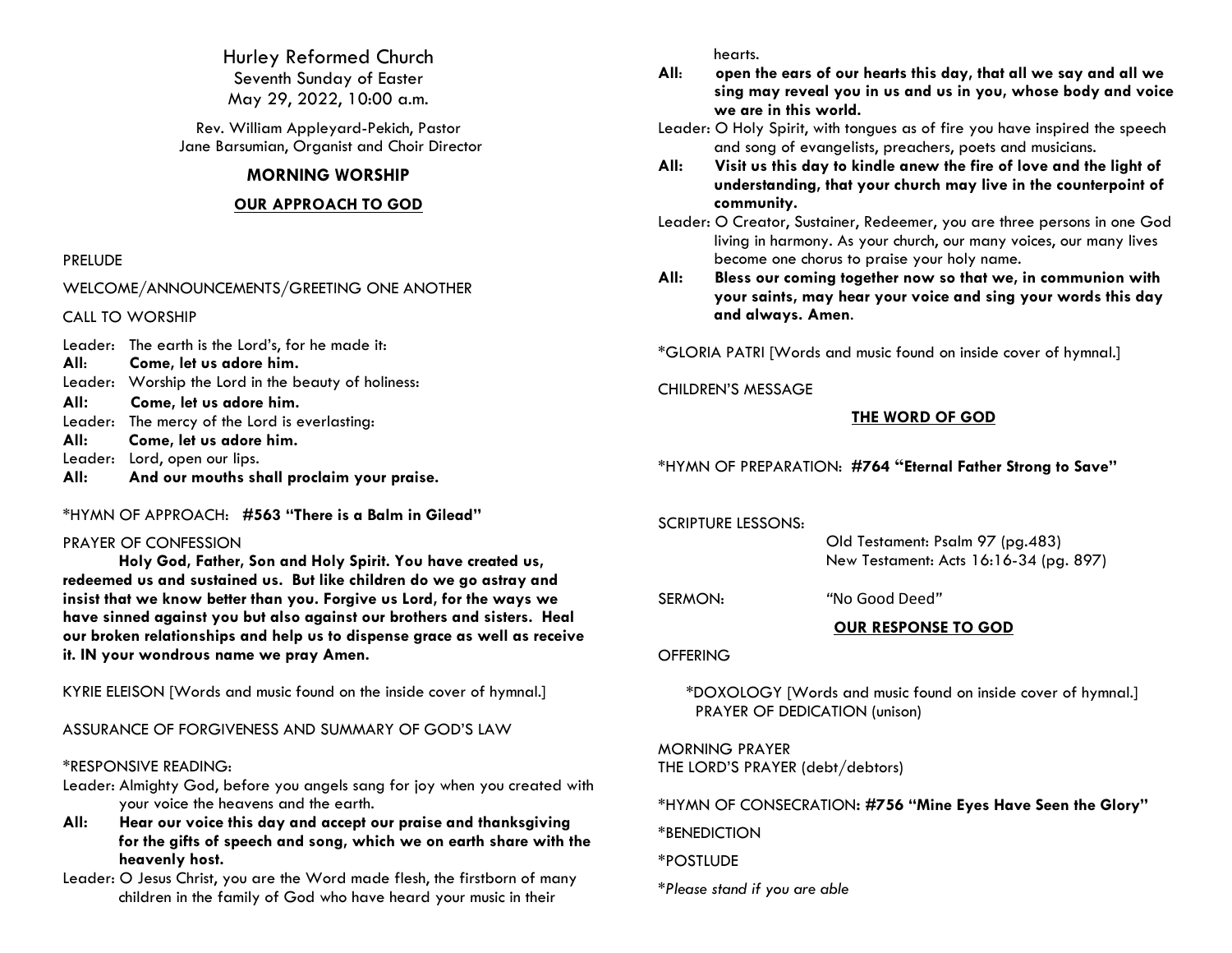# Hurley Reformed Church

Seventh Sunday of Easter
May 29, 2022, 10:00 a.m.

Rev. William Appleyard-Pekich, Pastor
Jane Barsumian, Organist and Choir Director

## MORNING WORSHIP

### OUR APPROACH TO GOD

PRELUDE

WELCOME/ANNOUNCEMENTS/GREETING ONE ANOTHER

CALL TO WORSHIP

Leader: The earth is the Lord's, for he made it:
**All: Come, let us adore him.**
Leader: Worship the Lord in the beauty of holiness:
**All: Come, let us adore him.**
Leader: The mercy of the Lord is everlasting:
**All: Come, let us adore him.**
Leader: Lord, open our lips.
**All: And our mouths shall proclaim your praise.**

*HYMN OF APPROACH: **#563 "There is a Balm in Gilead"**

PRAYER OF CONFESSION

**Holy God, Father, Son and Holy Spirit. You have created us, redeemed us and sustained us. But like children do we go astray and insist that we know better than you. Forgive us Lord, for the ways we have sinned against you but also against our brothers and sisters. Heal our broken relationships and help us to dispense grace as well as receive it. IN your wondrous name we pray Amen.**

KYRIE ELEISON [Words and music found on the inside cover of hymnal.]

ASSURANCE OF FORGIVENESS AND SUMMARY OF GOD'S LAW

*RESPONSIVE READING:

Leader: Almighty God, before you angels sang for joy when you created with your voice the heavens and the earth.
**All: Hear our voice this day and accept our praise and thanksgiving for the gifts of speech and song, which we on earth share with the heavenly host.**
Leader: O Jesus Christ, you are the Word made flesh, the firstborn of many children in the family of God who have heard your music in their hearts.
**All: open the ears of our hearts this day, that all we say and all we sing may reveal you in us and us in you, whose body and voice we are in this world.**
Leader: O Holy Spirit, with tongues as of fire you have inspired the speech and song of evangelists, preachers, poets and musicians.
**All: Visit us this day to kindle anew the fire of love and the light of understanding, that your church may live in the counterpoint of community.**
Leader: O Creator, Sustainer, Redeemer, you are three persons in one God living in harmony. As your church, our many voices, our many lives become one chorus to praise your holy name.
**All: Bless our coming together now so that we, in communion with your saints, may hear your voice and sing your words this day and always. Amen.**

*GLORIA PATRI [Words and music found on inside cover of hymnal.]

CHILDREN'S MESSAGE

### THE WORD OF GOD

*HYMN OF PREPARATION: **#764 "Eternal Father Strong to Save"**

SCRIPTURE LESSONS:
Old Testament: Psalm 97 (pg.483)
New Testament: Acts 16:16-34 (pg. 897)

SERMON: "No Good Deed"

### OUR RESPONSE TO GOD

OFFERING

*DOXOLOGY [Words and music found on inside cover of hymnal.]
PRAYER OF DEDICATION (unison)

MORNING PRAYER
THE LORD'S PRAYER (debt/debtors)

*HYMN OF CONSECRATION**: #756 "Mine Eyes Have Seen the Glory"**

*BENEDICTION

*POSTLUDE

**Please stand if you are able*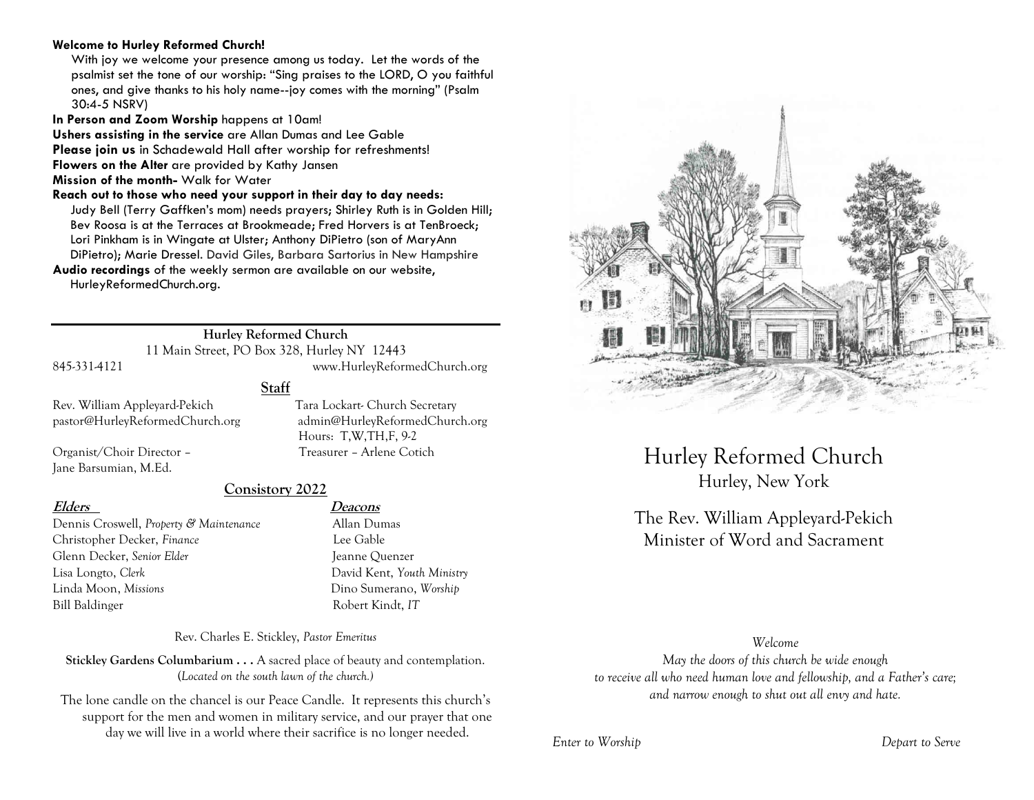**Welcome to Hurley Reformed Church!**

With joy we welcome your presence among us today. Let the words of the psalmist set the tone of our worship: "Sing praises to the LORD, O you faithful ones, and give thanks to his holy name--joy comes with the morning" (Psalm 30:4-5 NSRV)

**In Person and Zoom Worship** happens at 10am!

**Ushers assisting in the service** are Allan Dumas and Lee Gable

**Please join us** in Schadewald Hall after worship for refreshments!

**Flowers on the Alter** are provided by Kathy Jansen

**Mission of the month-** Walk for Water

**Reach out to those who need your support in their day to day needs:**

Judy Bell (Terry Gaffken's mom) needs prayers; Shirley Ruth is in Golden Hill; Bev Roosa is at the Terraces at Brookmeade; Fred Horvers is at TenBroeck; Lori Pinkham is in Wingate at Ulster; Anthony DiPietro (son of MaryAnn DiPietro); Marie Dressel. David Giles, Barbara Sartorius in New Hampshire

**Audio recordings** of the weekly sermon are available on our website, HurleyReformedChurch.org.

---

**Hurley Reformed Church**

11 Main Street, PO Box 328, Hurley NY 12443

845-331-4121 www.HurleyReformedChurch.org

**Staff**

Rev. William Appleyard-Pekich
pastor@HurleyReformedChurch.org

Tara Lockart- Church Secretary
admin@HurleyReformedChurch.org
Hours: T,W,TH,F, 9-2

Organist/Choir Director – Jane Barsumian, M.Ed.

Treasurer – Arlene Cotich

**Consistory 2022**

| ***Elders*** | ***Deacons*** |
|---|---|
| Dennis Croswell, *Property & Maintenance* | Allan Dumas |
| Christopher Decker, *Finance* | Lee Gable |
| Glenn Decker, *Senior Elder* | Jeanne Quenzer |
| Lisa Longto, *Clerk* | David Kent, *Youth Ministry* |
| Linda Moon, *Missions* | Dino Sumerano, *Worship* |
| Bill Baldinger | Robert Kindt, *IT* |

Rev. Charles E. Stickley, *Pastor Emeritus*

**Stickley Gardens Columbarium . . .** A sacred place of beauty and contemplation. (*Located on the south lawn of the church.)*

The lone candle on the chancel is our Peace Candle. It represents this church's support for the men and women in military service, and our prayer that one day we will live in a world where their sacrifice is no longer needed.

# Hurley Reformed Church

## Hurley, New York

The Rev. William Appleyard-Pekich
Minister of Word and Sacrament

*Welcome*

*May the doors of this church be wide enough to receive all who need human love and fellowship, and a Father's care; and narrow enough to shut out all envy and hate.*

*Enter to Worship* *Depart to Serve*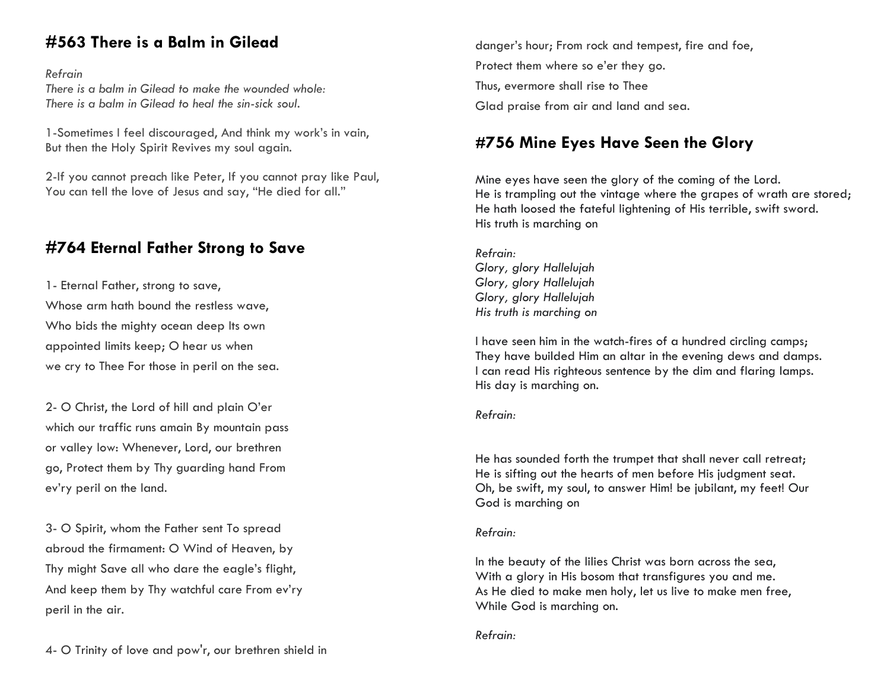## #563 There is a Balm in Gilead

*Refrain*
*There is a balm in Gilead to make the wounded whole:*
*There is a balm in Gilead to heal the sin-sick soul.*

1-Sometimes I feel discouraged, And think my work's in vain,
But then the Holy Spirit Revives my soul again.

2-If you cannot preach like Peter, If you cannot pray like Paul,
You can tell the love of Jesus and say, "He died for all."

## #764 Eternal Father Strong to Save

1- Eternal Father, strong to save,
Whose arm hath bound the restless wave,
Who bids the mighty ocean deep Its own
appointed limits keep; O hear us when
we cry to Thee For those in peril on the sea.

2- O Christ, the Lord of hill and plain O'er
which our traffic runs amain By mountain pass
or valley low: Whenever, Lord, our brethren
go, Protect them by Thy guarding hand From
ev'ry peril on the land.

3- O Spirit, whom the Father sent To spread
abroud the firmament: O Wind of Heaven, by
Thy might Save all who dare the eagle's flight,
And keep them by Thy watchful care From ev'ry
peril in the air.

4- O Trinity of love and pow'r, our brethren shield in
danger's hour; From rock and tempest, fire and foe,
Protect them where so e'er they go.
Thus, evermore shall rise to Thee
Glad praise from air and land and sea.

## #756 Mine Eyes Have Seen the Glory

Mine eyes have seen the glory of the coming of the Lord.
He is trampling out the vintage where the grapes of wrath are stored;
He hath loosed the fateful lightening of His terrible, swift sword.
His truth is marching on

*Refrain:*
*Glory, glory Hallelujah*
*Glory, glory Hallelujah*
*Glory, glory Hallelujah*
*His truth is marching on*

I have seen him in the watch-fires of a hundred circling camps;
They have builded Him an altar in the evening dews and damps.
I can read His righteous sentence by the dim and flaring lamps.
His day is marching on.

*Refrain:*

He has sounded forth the trumpet that shall never call retreat;
He is sifting out the hearts of men before His judgment seat.
Oh, be swift, my soul, to answer Him! be jubilant, my feet! Our
God is marching on

*Refrain:*

In the beauty of the lilies Christ was born across the sea,
With a glory in His bosom that transfigures you and me.
As He died to make men holy, let us live to make men free,
While God is marching on.

*Refrain:*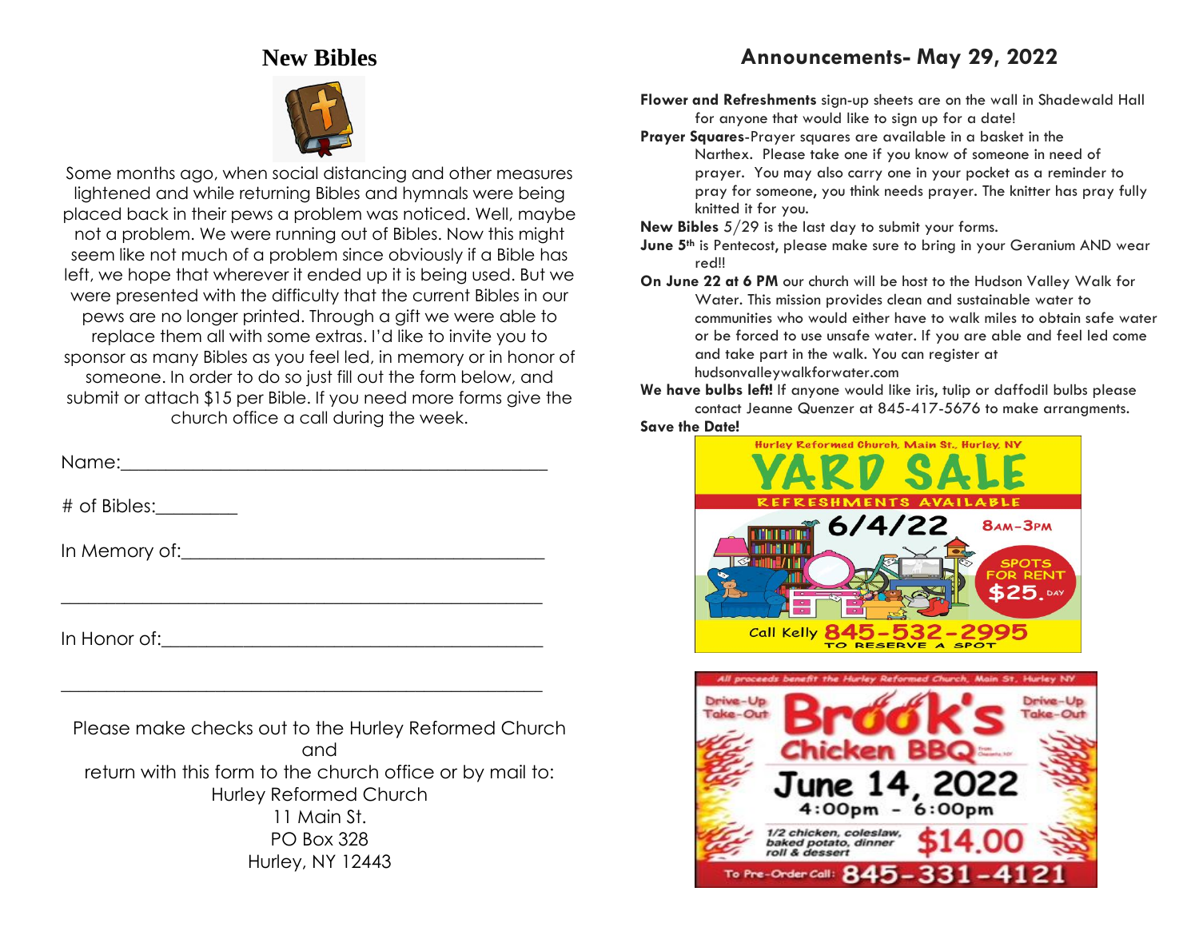## New Bibles

Some months ago, when social distancing and other measures lightened and while returning Bibles and hymnals were being placed back in their pews a problem was noticed. Well, maybe not a problem. We were running out of Bibles. Now this might seem like not much of a problem since obviously if a Bible has left, we hope that wherever it ended up it is being used. But we were presented with the difficulty that the current Bibles in our pews are no longer printed. Through a gift we were able to replace them all with some extras. I'd like to invite you to sponsor as many Bibles as you feel led, in memory or in honor of someone. In order to do so just fill out the form below, and submit or attach $15 per Bible. If you need more forms give the church office a call during the week.

Name:_______________________________________________

# of Bibles:_________

In Memory of:_________________________________________

______________________________________________________

In Honor of:__________________________________________

______________________________________________________

Please make checks out to the Hurley Reformed Church and return with this form to the church office or by mail to:
Hurley Reformed Church
11 Main St.
PO Box 328
Hurley, NY 12443

## Announcements- May 29, 2022

**Flower and Refreshments** sign-up sheets are on the wall in Shadewald Hall for anyone that would like to sign up for a date!

**Prayer Squares**-Prayer squares are available in a basket in the Narthex. Please take one if you know of someone in need of prayer. You may also carry one in your pocket as a reminder to pray for someone, you think needs prayer. The knitter has pray fully knitted it for you.

**New Bibles** 5/29 is the last day to submit your forms.

**June 5th** is Pentecost, please make sure to bring in your Geranium AND wear red!!

**On June 22 at 6 PM** our church will be host to the Hudson Valley Walk for Water. This mission provides clean and sustainable water to communities who would either have to walk miles to obtain safe water or be forced to use unsafe water. If you are able and feel led come and take part in the walk. You can register at hudsonvalleywalkforwater.com

**We have bulbs left!** If anyone would like iris, tulip or daffodil bulbs please contact Jeanne Quenzer at 845-417-5676 to make arrangments.

**Save the Date!**

Hurley Reformed Church, Main St., Hurley, NY
YARD SALE
REFRESHMENTS AVAILABLE
6/4/22
8AM–3PM
SPOTS FOR RENT $25. DAY
Call Kelly 845-532-2995 TO RESERVE A SPOT

All proceeds benefit the Hurley Reformed Church, Main St, Hurley NY
Drive-Up Take-Out
Brook's Chicken BBQ
June 14, 2022
4:00pm - 6:00pm
1/2 chicken, coleslaw, baked potato, dinner roll & dessert
$14.00
To Pre-Order Call: 845-331-4121